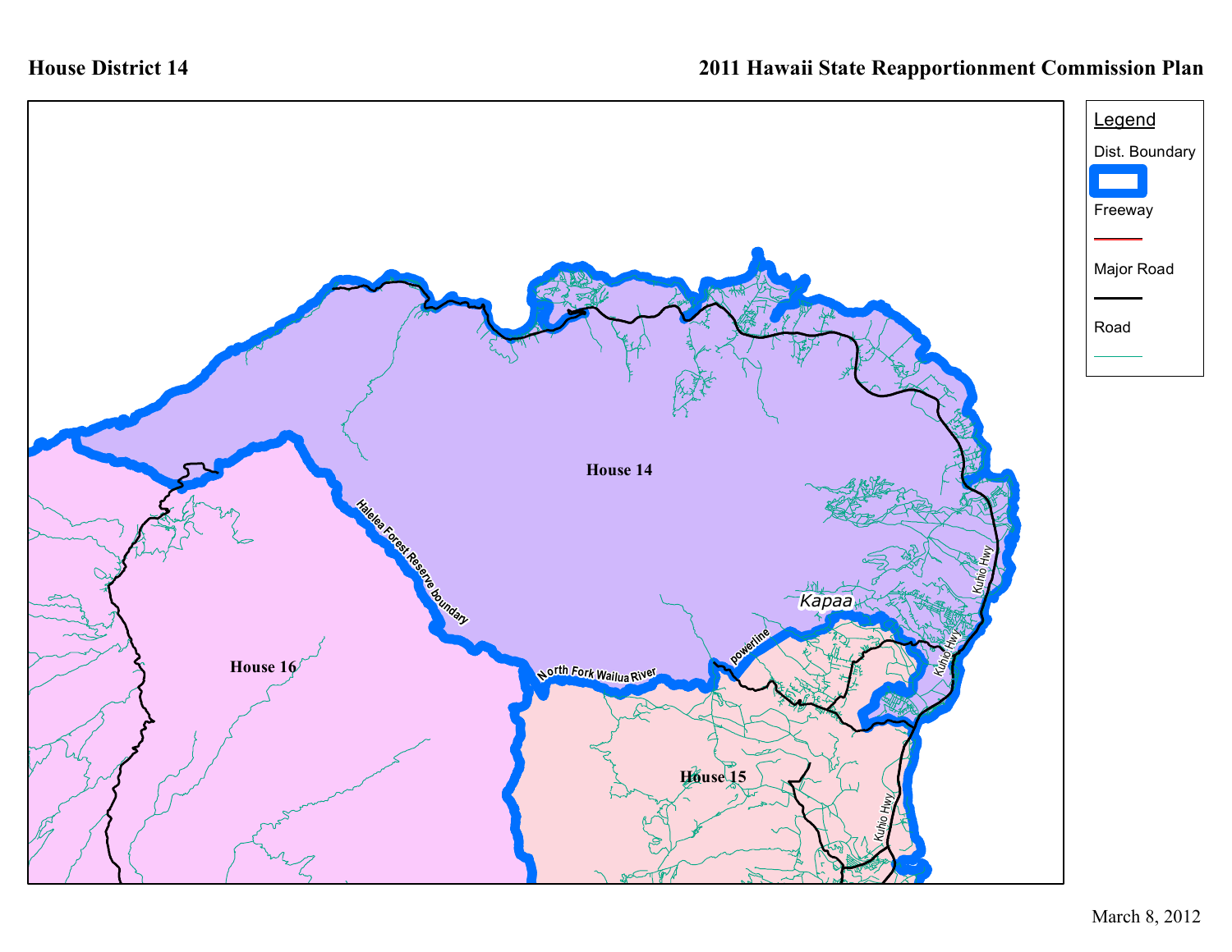**House District 14**

**2011 Hawaii State Reapportionment Commission Plan**

Legend

- Dist. Boundary
- Freeway
- Major Road
- Road

House 14

House 15

House 16

Kapaa

Halelea Forest Reserve boundary

North Fork Wailua River

powerline

Kuhio Hwy

March 8, 2012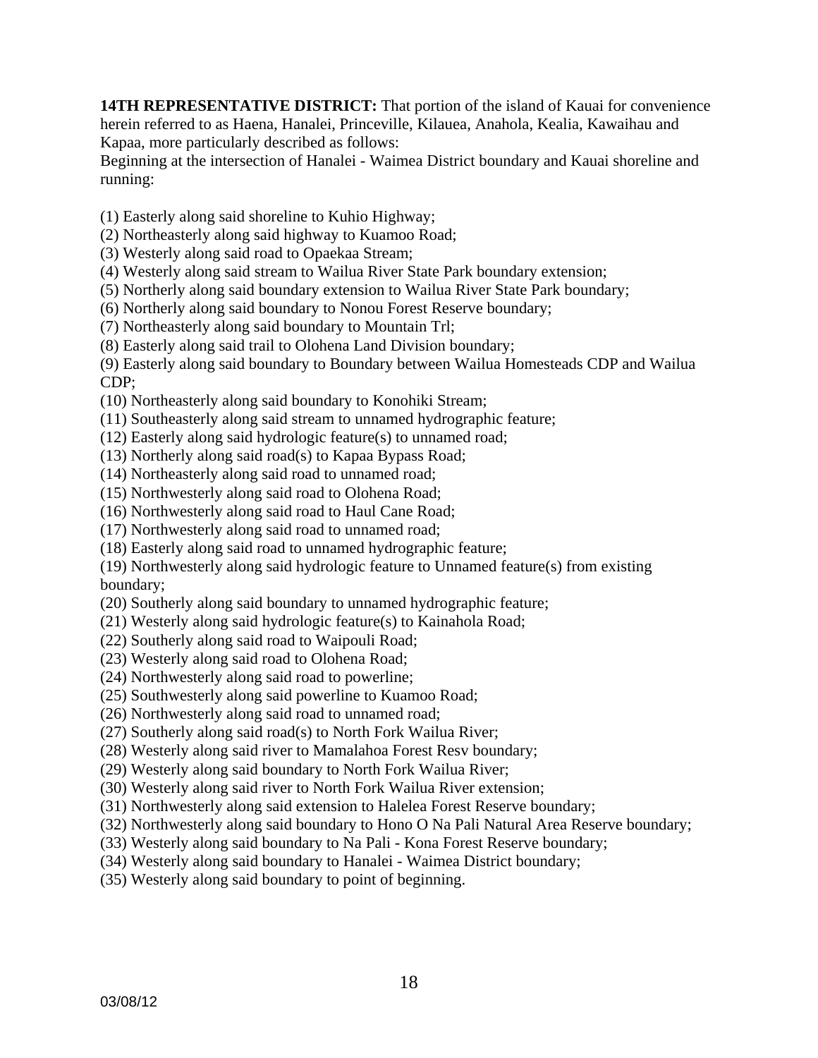**14TH REPRESENTATIVE DISTRICT:** That portion of the island of Kauai for convenience herein referred to as Haena, Hanalei, Princeville, Kilauea, Anahola, Kealia, Kawaihau and Kapaa, more particularly described as follows:

Beginning at the intersection of Hanalei - Waimea District boundary and Kauai shoreline and running:

(1) Easterly along said shoreline to Kuhio Highway;
(2) Northeasterly along said highway to Kuamoo Road;
(3) Westerly along said road to Opaekaa Stream;
(4) Westerly along said stream to Wailua River State Park boundary extension;
(5) Northerly along said boundary extension to Wailua River State Park boundary;
(6) Northerly along said boundary to Nonou Forest Reserve boundary;
(7) Northeasterly along said boundary to Mountain Trl;
(8) Easterly along said trail to Olohena Land Division boundary;
(9) Easterly along said boundary to Boundary between Wailua Homesteads CDP and Wailua CDP;
(10) Northeasterly along said boundary to Konohiki Stream;
(11) Southeasterly along said stream to unnamed hydrographic feature;
(12) Easterly along said hydrologic feature(s) to unnamed road;
(13) Northerly along said road(s) to Kapaa Bypass Road;
(14) Northeasterly along said road to unnamed road;
(15) Northwesterly along said road to Olohena Road;
(16) Northwesterly along said road to Haul Cane Road;
(17) Northwesterly along said road to unnamed road;
(18) Easterly along said road to unnamed hydrographic feature;
(19) Northwesterly along said hydrologic feature to Unnamed feature(s) from existing boundary;
(20) Southerly along said boundary to unnamed hydrographic feature;
(21) Westerly along said hydrologic feature(s) to Kainahola Road;
(22) Southerly along said road to Waipouli Road;
(23) Westerly along said road to Olohena Road;
(24) Northwesterly along said road to powerline;
(25) Southwesterly along said powerline to Kuamoo Road;
(26) Northwesterly along said road to unnamed road;
(27) Southerly along said road(s) to North Fork Wailua River;
(28) Westerly along said river to Mamalahoa Forest Resv boundary;
(29) Westerly along said boundary to North Fork Wailua River;
(30) Westerly along said river to North Fork Wailua River extension;
(31) Northwesterly along said extension to Halelea Forest Reserve boundary;
(32) Northwesterly along said boundary to Hono O Na Pali Natural Area Reserve boundary;
(33) Westerly along said boundary to Na Pali - Kona Forest Reserve boundary;
(34) Westerly along said boundary to Hanalei - Waimea District boundary;
(35) Westerly along said boundary to point of beginning.

03/08/12